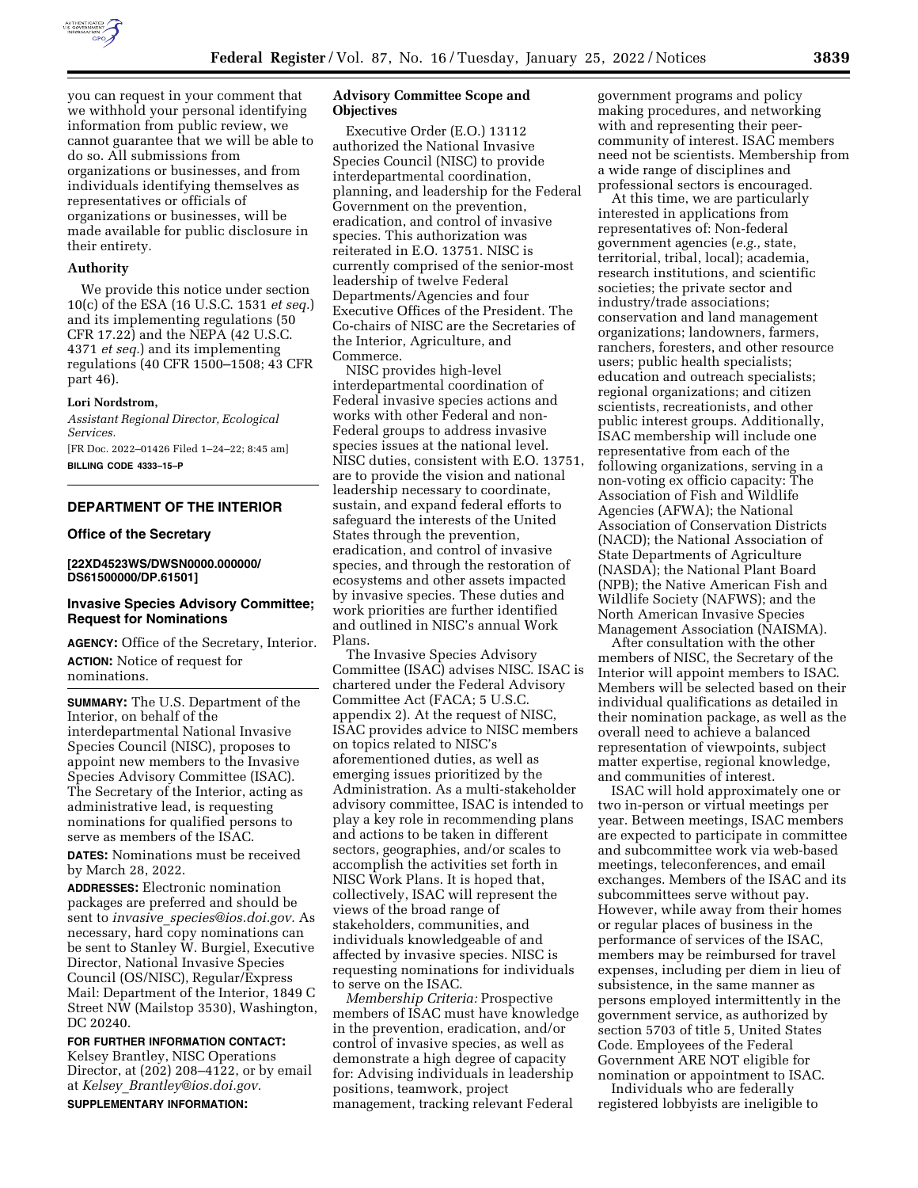you can request in your comment that we withhold your personal identifying information from public review, we cannot guarantee that we will be able to do so. All submissions from organizations or businesses, and from individuals identifying themselves as representatives or officials of organizations or businesses, will be made available for public disclosure in their entirety.

## Authority

We provide this notice under section 10(c) of the ESA (16 U.S.C. 1531 *et seq.*) and its implementing regulations (50 CFR 17.22) and the NEPA (42 U.S.C. 4371 *et seq.*) and its implementing regulations (40 CFR 1500–1508; 43 CFR part 46).

**Lori Nordstrom,**

*Assistant Regional Director, Ecological Services.*

[FR Doc. 2022–01426 Filed 1–24–22; 8:45 am]

**BILLING CODE 4333–15–P**

---

# DEPARTMENT OF THE INTERIOR

## Office of the Secretary

**[22XD4523WS/DWSN0000.000000/DS61500000/DP.61501]**

## Invasive Species Advisory Committee; Request for Nominations

**AGENCY:** Office of the Secretary, Interior.

**ACTION:** Notice of request for nominations.

**SUMMARY:** The U.S. Department of the Interior, on behalf of the interdepartmental National Invasive Species Council (NISC), proposes to appoint new members to the Invasive Species Advisory Committee (ISAC). The Secretary of the Interior, acting as administrative lead, is requesting nominations for qualified persons to serve as members of the ISAC.

**DATES:** Nominations must be received by March 28, 2022.

**ADDRESSES:** Electronic nomination packages are preferred and should be sent to *invasive_species@ios.doi.gov.* As necessary, hard copy nominations can be sent to Stanley W. Burgiel, Executive Director, National Invasive Species Council (OS/NISC), Regular/Express Mail: Department of the Interior, 1849 C Street NW (Mailstop 3530), Washington, DC 20240.

**FOR FURTHER INFORMATION CONTACT:** Kelsey Brantley, NISC Operations Director, at (202) 208–4122, or by email at *Kelsey_Brantley@ios.doi.gov.*

**SUPPLEMENTARY INFORMATION:**

### Advisory Committee Scope and Objectives

Executive Order (E.O.) 13112 authorized the National Invasive Species Council (NISC) to provide interdepartmental coordination, planning, and leadership for the Federal Government on the prevention, eradication, and control of invasive species. This authorization was reiterated in E.O. 13751. NISC is currently comprised of the senior-most leadership of twelve Federal Departments/Agencies and four Executive Offices of the President. The Co-chairs of NISC are the Secretaries of the Interior, Agriculture, and Commerce.

NISC provides high-level interdepartmental coordination of Federal invasive species actions and works with other Federal and non-Federal groups to address invasive species issues at the national level. NISC duties, consistent with E.O. 13751, are to provide the vision and national leadership necessary to coordinate, sustain, and expand federal efforts to safeguard the interests of the United States through the prevention, eradication, and control of invasive species, and through the restoration of ecosystems and other assets impacted by invasive species. These duties and work priorities are further identified and outlined in NISC's annual Work Plans.

The Invasive Species Advisory Committee (ISAC) advises NISC. ISAC is chartered under the Federal Advisory Committee Act (FACA; 5 U.S.C. appendix 2). At the request of NISC, ISAC provides advice to NISC members on topics related to NISC's aforementioned duties, as well as emerging issues prioritized by the Administration. As a multi-stakeholder advisory committee, ISAC is intended to play a key role in recommending plans and actions to be taken in different sectors, geographies, and/or scales to accomplish the activities set forth in NISC Work Plans. It is hoped that, collectively, ISAC will represent the views of the broad range of stakeholders, communities, and individuals knowledgeable of and affected by invasive species. NISC is requesting nominations for individuals to serve on the ISAC.

*Membership Criteria:* Prospective members of ISAC must have knowledge in the prevention, eradication, and/or control of invasive species, as well as demonstrate a high degree of capacity for: Advising individuals in leadership positions, teamwork, project management, tracking relevant Federal government programs and policy making procedures, and networking with and representing their peer-community of interest. ISAC members need not be scientists. Membership from a wide range of disciplines and professional sectors is encouraged.

At this time, we are particularly interested in applications from representatives of: Non-federal government agencies (*e.g.,* state, territorial, tribal, local); academia, research institutions, and scientific societies; the private sector and industry/trade associations; conservation and land management organizations; landowners, farmers, ranchers, foresters, and other resource users; public health specialists; education and outreach specialists; regional organizations; and citizen scientists, recreationists, and other public interest groups. Additionally, ISAC membership will include one representative from each of the following organizations, serving in a non-voting ex officio capacity: The Association of Fish and Wildlife Agencies (AFWA); the National Association of Conservation Districts (NACD); the National Association of State Departments of Agriculture (NASDA); the National Plant Board (NPB); the Native American Fish and Wildlife Society (NAFWS); and the North American Invasive Species Management Association (NAISMA).

After consultation with the other members of NISC, the Secretary of the Interior will appoint members to ISAC. Members will be selected based on their individual qualifications as detailed in their nomination package, as well as the overall need to achieve a balanced representation of viewpoints, subject matter expertise, regional knowledge, and communities of interest.

ISAC will hold approximately one or two in-person or virtual meetings per year. Between meetings, ISAC members are expected to participate in committee and subcommittee work via web-based meetings, teleconferences, and email exchanges. Members of the ISAC and its subcommittees serve without pay. However, while away from their homes or regular places of business in the performance of services of the ISAC, members may be reimbursed for travel expenses, including per diem in lieu of subsistence, in the same manner as persons employed intermittently in the government service, as authorized by section 5703 of title 5, United States Code. Employees of the Federal Government ARE NOT eligible for nomination or appointment to ISAC.

Individuals who are federally registered lobbyists are ineligible to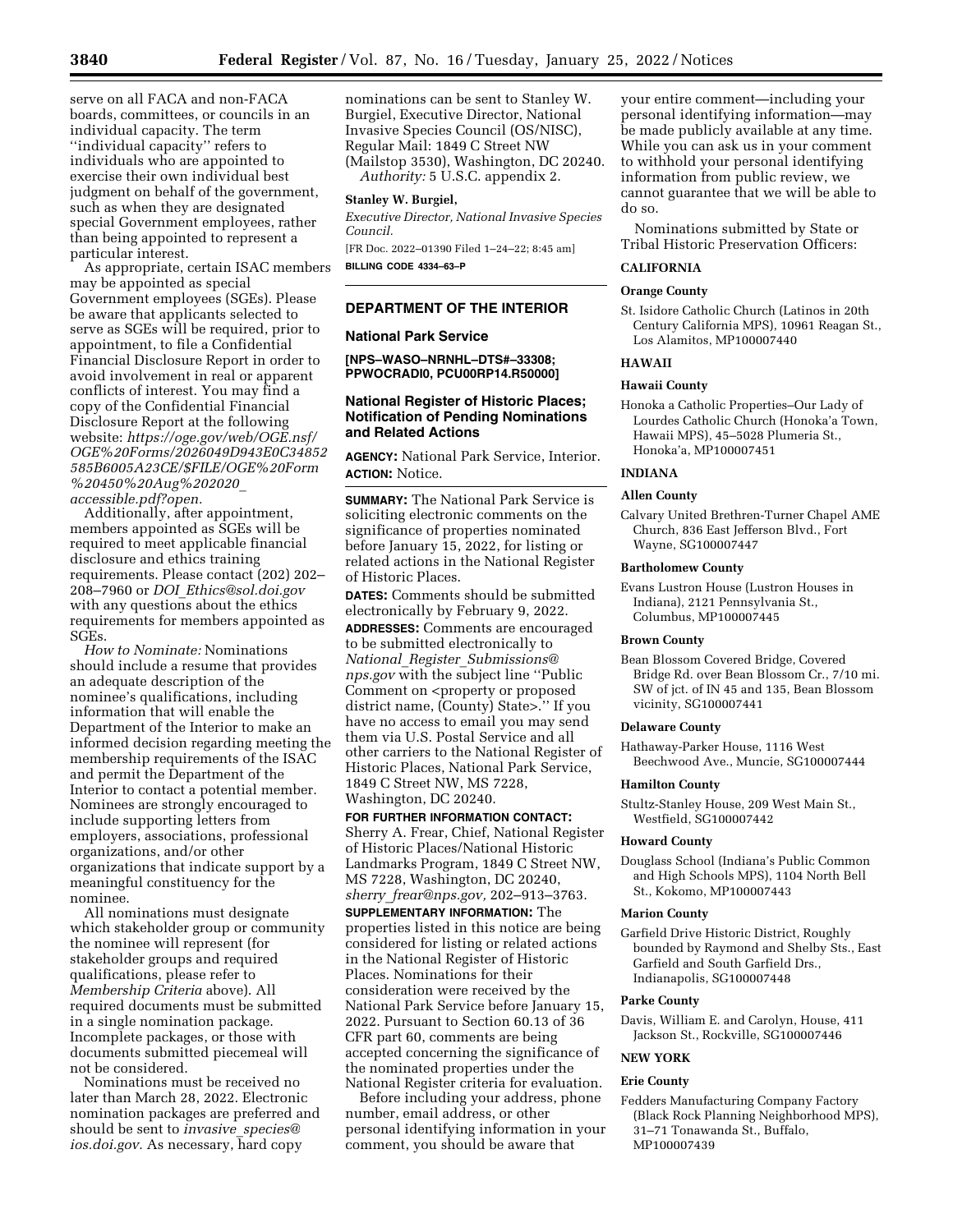serve on all FACA and non-FACA boards, committees, or councils in an individual capacity. The term ''individual capacity'' refers to individuals who are appointed to exercise their own individual best judgment on behalf of the government, such as when they are designated special Government employees, rather than being appointed to represent a particular interest.

As appropriate, certain ISAC members may be appointed as special Government employees (SGEs). Please be aware that applicants selected to serve as SGEs will be required, prior to appointment, to file a Confidential Financial Disclosure Report in order to avoid involvement in real or apparent conflicts of interest. You may find a copy of the Confidential Financial Disclosure Report at the following website: *https://oge.gov/web/OGE.nsf/OGE%20Forms/2026049D943E0C34852585B6005A23CE/$FILE/OGE%20Form%20450%20Aug%202020_accessible.pdf?open.*

Additionally, after appointment, members appointed as SGEs will be required to meet applicable financial disclosure and ethics training requirements. Please contact (202) 202–208–7960 or *DOI_Ethics@sol.doi.gov* with any questions about the ethics requirements for members appointed as SGEs.

*How to Nominate:* Nominations should include a resume that provides an adequate description of the nominee's qualifications, including information that will enable the Department of the Interior to make an informed decision regarding meeting the membership requirements of the ISAC and permit the Department of the Interior to contact a potential member. Nominees are strongly encouraged to include supporting letters from employers, associations, professional organizations, and/or other organizations that indicate support by a meaningful constituency for the nominee.

All nominations must designate which stakeholder group or community the nominee will represent (for stakeholder groups and required qualifications, please refer to *Membership Criteria* above). All required documents must be submitted in a single nomination package. Incomplete packages, or those with documents submitted piecemeal will not be considered.

Nominations must be received no later than March 28, 2022. Electronic nomination packages are preferred and should be sent to *invasive_species@ios.doi.gov.* As necessary, hard copy nominations can be sent to Stanley W. Burgiel, Executive Director, National Invasive Species Council (OS/NISC), Regular Mail: 1849 C Street NW (Mailstop 3530), Washington, DC 20240.

*Authority:* 5 U.S.C. appendix 2.

**Stanley W. Burgiel,**

*Executive Director, National Invasive Species Council.*

[FR Doc. 2022–01390 Filed 1–24–22; 8:45 am]

**BILLING CODE 4334–63–P**

---

## DEPARTMENT OF THE INTERIOR

### National Park Service

**[NPS–WASO–NRNHL–DTS#–33308; PPWOCRADI0, PCU00RP14.R50000]**

### National Register of Historic Places; Notification of Pending Nominations and Related Actions

**AGENCY:** National Park Service, Interior.

**ACTION:** Notice.

**SUMMARY:** The National Park Service is soliciting electronic comments on the significance of properties nominated before January 15, 2022, for listing or related actions in the National Register of Historic Places.

**DATES:** Comments should be submitted electronically by February 9, 2022.

**ADDRESSES:** Comments are encouraged to be submitted electronically to *National_Register_Submissions@nps.gov* with the subject line ''Public Comment on <property or proposed district name, (County) State>.'' If you have no access to email you may send them via U.S. Postal Service and all other carriers to the National Register of Historic Places, National Park Service, 1849 C Street NW, MS 7228, Washington, DC 20240.

**FOR FURTHER INFORMATION CONTACT:** Sherry A. Frear, Chief, National Register of Historic Places/National Historic Landmarks Program, 1849 C Street NW, MS 7228, Washington, DC 20240, *sherry_frear@nps.gov,* 202–913–3763.

**SUPPLEMENTARY INFORMATION:** The properties listed in this notice are being considered for listing or related actions in the National Register of Historic Places. Nominations for their consideration were received by the National Park Service before January 15, 2022. Pursuant to Section 60.13 of 36 CFR part 60, comments are being accepted concerning the significance of the nominated properties under the National Register criteria for evaluation.

Before including your address, phone number, email address, or other personal identifying information in your comment, you should be aware that your entire comment—including your personal identifying information—may be made publicly available at any time. While you can ask us in your comment to withhold your personal identifying information from public review, we cannot guarantee that we will be able to do so.

Nominations submitted by State or Tribal Historic Preservation Officers:

**CALIFORNIA**

**Orange County**

St. Isidore Catholic Church (Latinos in 20th Century California MPS), 10961 Reagan St., Los Alamitos, MP100007440

**HAWAII**

**Hawaii County**

Honoka a Catholic Properties–Our Lady of Lourdes Catholic Church (Honoka'a Town, Hawaii MPS), 45–5028 Plumeria St., Honoka'a, MP100007451

**INDIANA**

**Allen County**

Calvary United Brethren-Turner Chapel AME Church, 836 East Jefferson Blvd., Fort Wayne, SG100007447

**Bartholomew County**

Evans Lustron House (Lustron Houses in Indiana), 2121 Pennsylvania St., Columbus, MP100007445

**Brown County**

Bean Blossom Covered Bridge, Covered Bridge Rd. over Bean Blossom Cr., 7/10 mi. SW of jct. of IN 45 and 135, Bean Blossom vicinity, SG100007441

**Delaware County**

Hathaway-Parker House, 1116 West Beechwood Ave., Muncie, SG100007444

**Hamilton County**

Stultz-Stanley House, 209 West Main St., Westfield, SG100007442

**Howard County**

Douglass School (Indiana's Public Common and High Schools MPS), 1104 North Bell St., Kokomo, MP100007443

**Marion County**

Garfield Drive Historic District, Roughly bounded by Raymond and Shelby Sts., East Garfield and South Garfield Drs., Indianapolis, SG100007448

**Parke County**

Davis, William E. and Carolyn, House, 411 Jackson St., Rockville, SG100007446

**NEW YORK**

**Erie County**

Fedders Manufacturing Company Factory (Black Rock Planning Neighborhood MPS), 31–71 Tonawanda St., Buffalo, MP100007439